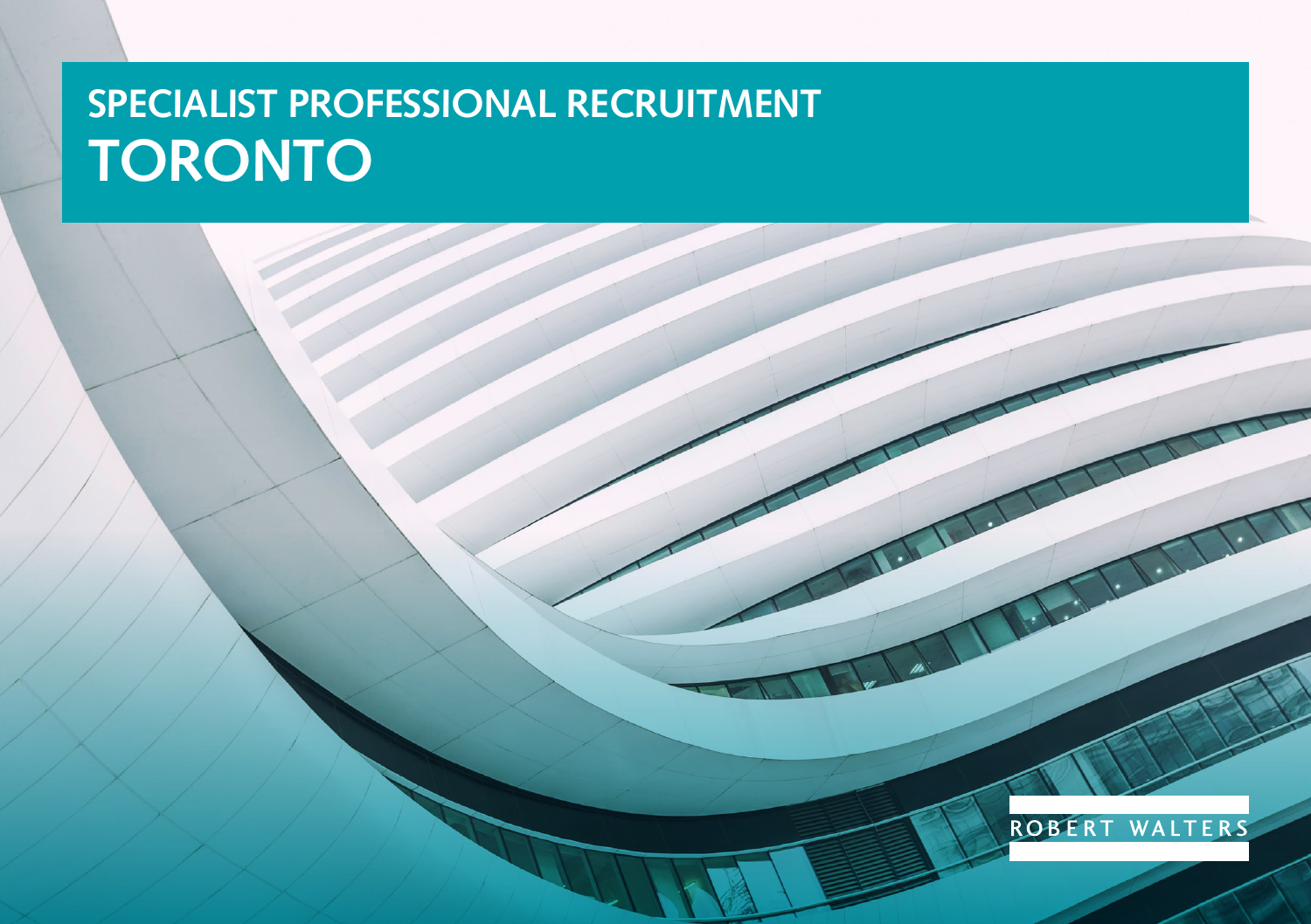# SPECIALIST PROFESSIONAL RECRUITMENT
# TORONTO

ROBERT WALTERS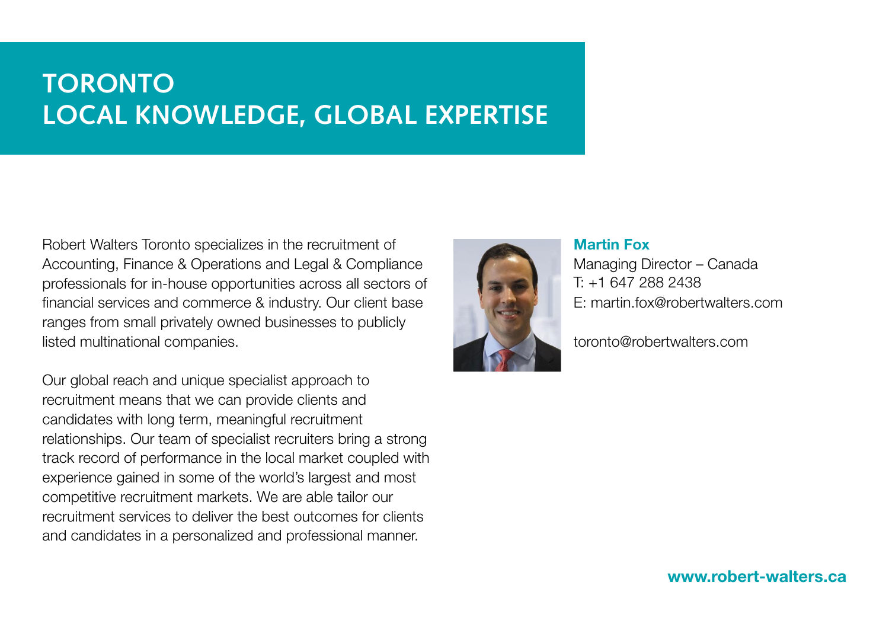# TORONTO
# LOCAL KNOWLEDGE, GLOBAL EXPERTISE

Robert Walters Toronto specializes in the recruitment of Accounting, Finance & Operations and Legal & Compliance professionals for in-house opportunities across all sectors of financial services and commerce & industry. Our client base ranges from small privately owned businesses to publicly listed multinational companies.

Our global reach and unique specialist approach to recruitment means that we can provide clients and candidates with long term, meaningful recruitment relationships. Our team of specialist recruiters bring a strong track record of performance in the local market coupled with experience gained in some of the world's largest and most competitive recruitment markets. We are able tailor our recruitment services to deliver the best outcomes for clients and candidates in a personalized and professional manner.

**Martin Fox**
Managing Director – Canada
T: +1 647 288 2438
E: martin.fox@robertwalters.com

toronto@robertwalters.com

**www.robert-walters.ca**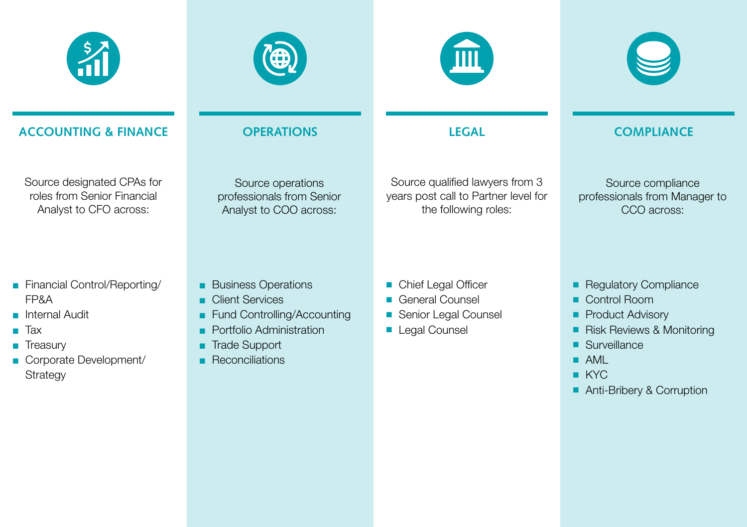## ACCOUNTING & FINANCE

Source designated CPAs for roles from Senior Financial Analyst to CFO across:

- Financial Control/Reporting/FP&A
- Internal Audit
- Tax
- Treasury
- Corporate Development/Strategy

## OPERATIONS

Source operations professionals from Senior Analyst to COO across:

- Business Operations
- Client Services
- Fund Controlling/Accounting
- Portfolio Administration
- Trade Support
- Reconciliations

## LEGAL

Source qualified lawyers from 3 years post call to Partner level for the following roles:

- Chief Legal Officer
- General Counsel
- Senior Legal Counsel
- Legal Counsel

## COMPLIANCE

Source compliance professionals from Manager to CCO across:

- Regulatory Compliance
- Control Room
- Product Advisory
- Risk Reviews & Monitoring
- Surveillance
- AML
- KYC
- Anti-Bribery & Corruption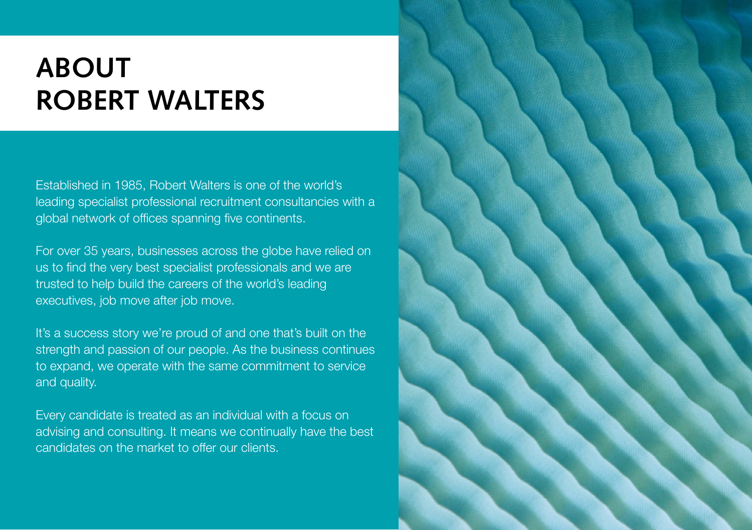# ABOUT ROBERT WALTERS

Established in 1985, Robert Walters is one of the world's leading specialist professional recruitment consultancies with a global network of offices spanning five continents.

For over 35 years, businesses across the globe have relied on us to find the very best specialist professionals and we are trusted to help build the careers of the world's leading executives, job move after job move.

It's a success story we're proud of and one that's built on the strength and passion of our people. As the business continues to expand, we operate with the same commitment to service and quality.

Every candidate is treated as an individual with a focus on advising and consulting. It means we continually have the best candidates on the market to offer our clients.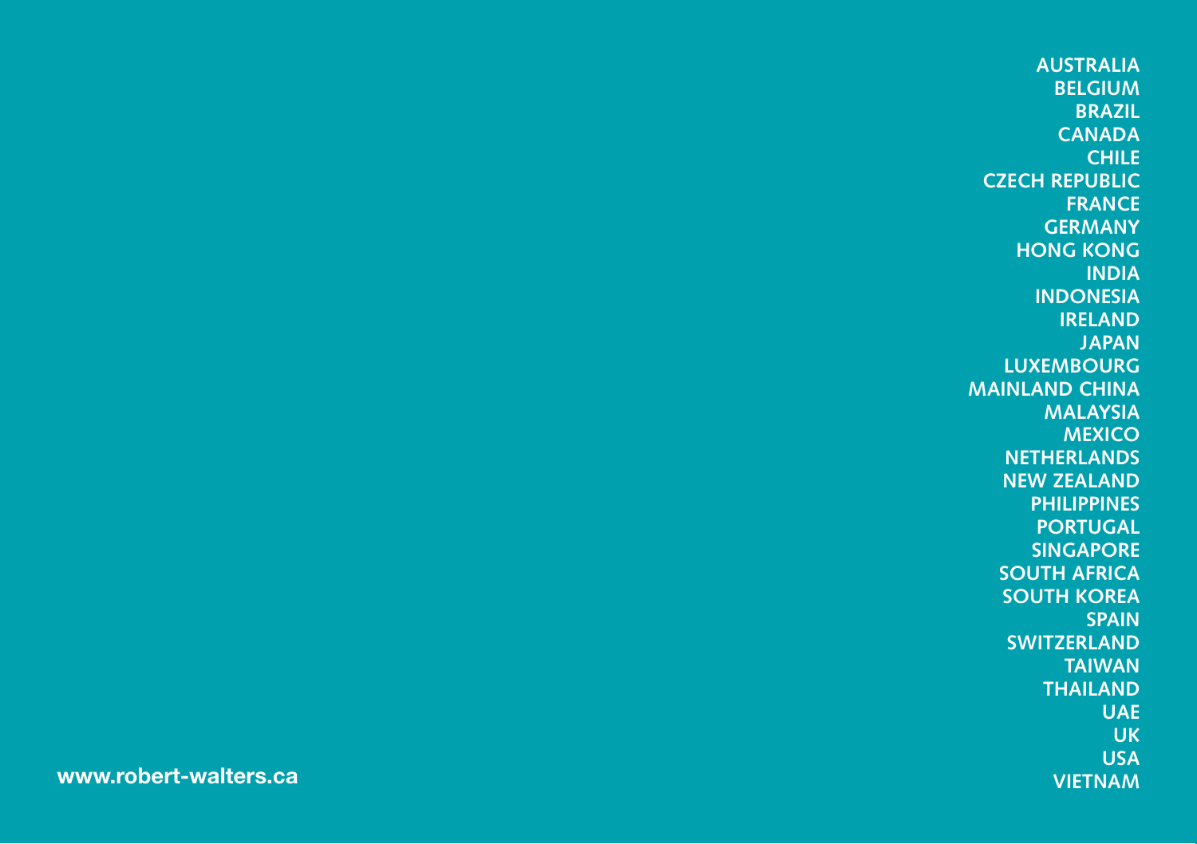AUSTRALIA
BELGIUM
BRAZIL
CANADA
CHILE
CZECH REPUBLIC
FRANCE
GERMANY
HONG KONG
INDIA
INDONESIA
IRELAND
JAPAN
LUXEMBOURG
MAINLAND CHINA
MALAYSIA
MEXICO
NETHERLANDS
NEW ZEALAND
PHILIPPINES
PORTUGAL
SINGAPORE
SOUTH AFRICA
SOUTH KOREA
SPAIN
SWITZERLAND
TAIWAN
THAILAND
UAE
UK
USA
VIETNAM

www.robert-walters.ca